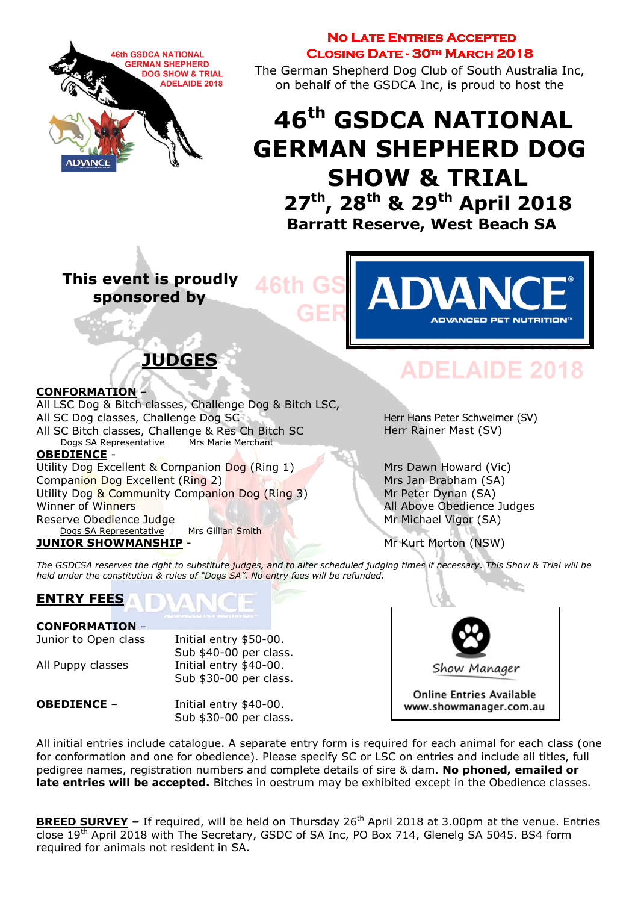**No Late Entries Accepted**
**Closing Date - 30th March 2018**

The German Shepherd Dog Club of South Australia Inc, on behalf of the GSDCA Inc, is proud to host the

# 46th GSDCA NATIONAL GERMAN SHEPHERD DOG SHOW & TRIAL

## 27th, 28th & 29th April 2018

**Barratt Reserve, West Beach SA**

**This event is proudly sponsored by** ADVANCE

## JUDGES

**CONFORMATION** –

| | |
|---|---|
| All LSC Dog & Bitch classes, Challenge Dog & Bitch LSC, | |
| All SC Dog classes, Challenge Dog SC | Herr Hans Peter Schweimer (SV) |
| All SC Bitch classes, Challenge & Res Ch Bitch SC | Herr Rainer Mast (SV) |
| Dogs SA Representative | Mrs Marie Merchant |

**OBEDIENCE** -

| | |
|---|---|
| Utility Dog Excellent & Companion Dog (Ring 1) | Mrs Dawn Howard (Vic) |
| Companion Dog Excellent (Ring 2) | Mrs Jan Brabham (SA) |
| Utility Dog & Community Companion Dog (Ring 3) | Mr Peter Dynan (SA) |
| Winner of Winners | All Above Obedience Judges |
| Reserve Obedience Judge | Mr Michael Vigor (SA) |
| Dogs SA Representative | Mrs Gillian Smith |

**JUNIOR SHOWMANSHIP** - Mr Kurt Morton (NSW)

*The GSDCSA reserves the right to substitute judges, and to alter scheduled judging times if necessary. This Show & Trial will be held under the constitution & rules of "Dogs SA". No entry fees will be refunded.*

## ENTRY FEES

**CONFORMATION** –

| | |
|---|---|
| Junior to Open class | Initial entry $50-00. Sub $40-00 per class. |
| All Puppy classes | Initial entry $40-00. Sub $30-00 per class. |

**OBEDIENCE** – Initial entry $40-00. Sub $30-00 per class.

Show Manager
Online Entries Available
www.showmanager.com.au

All initial entries include catalogue. A separate entry form is required for each animal for each class (one for conformation and one for obedience). Please specify SC or LSC on entries and include all titles, full pedigree names, registration numbers and complete details of sire & dam. **No phoned, emailed or late entries will be accepted.** Bitches in oestrum may be exhibited except in the Obedience classes.

**BREED SURVEY –** If required, will be held on Thursday 26th April 2018 at 3.00pm at the venue. Entries close 19th April 2018 with The Secretary, GSDC of SA Inc, PO Box 714, Glenelg SA 5045. BS4 form required for animals not resident in SA.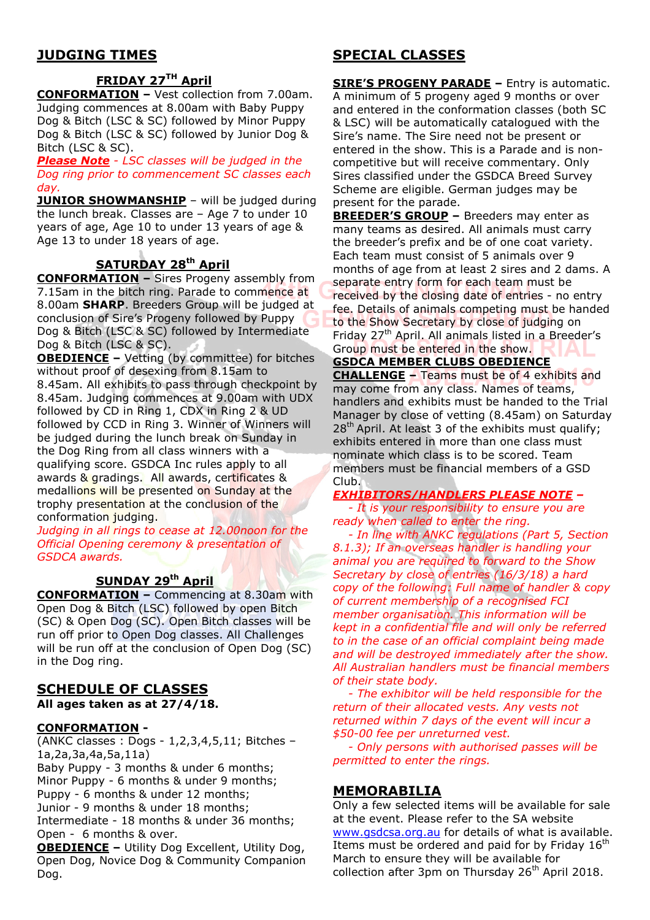## JUDGING TIMES

### FRIDAY 27TH April

**CONFORMATION** – Vest collection from 7.00am. Judging commences at 8.00am with Baby Puppy Dog & Bitch (LSC & SC) followed by Minor Puppy Dog & Bitch (LSC & SC) followed by Junior Dog & Bitch (LSC & SC).

***Please Note*** *- LSC classes will be judged in the Dog ring prior to commencement SC classes each day.*

**JUNIOR SHOWMANSHIP** – will be judged during the lunch break. Classes are – Age 7 to under 10 years of age, Age 10 to under 13 years of age & Age 13 to under 18 years of age.

### SATURDAY 28th April

**CONFORMATION** – Sires Progeny assembly from 7.15am in the bitch ring. Parade to commence at 8.00am **SHARP**. Breeders Group will be judged at conclusion of Sire's Progeny followed by Puppy Dog & Bitch (LSC & SC) followed by Intermediate Dog & Bitch (LSC & SC).

**OBEDIENCE** – Vetting (by committee) for bitches without proof of desexing from 8.15am to 8.45am. All exhibits to pass through checkpoint by 8.45am. Judging commences at 9.00am with UDX followed by CD in Ring 1, CDX in Ring 2 & UD followed by CCD in Ring 3. Winner of Winners will be judged during the lunch break on Sunday in the Dog Ring from all class winners with a qualifying score. GSDCA Inc rules apply to all awards & gradings. All awards, certificates & medallions will be presented on Sunday at the trophy presentation at the conclusion of the conformation judging.

*Judging in all rings to cease at 12.00noon for the Official Opening ceremony & presentation of GSDCA awards.*

### SUNDAY 29th April

**CONFORMATION** – Commencing at 8.30am with Open Dog & Bitch (LSC) followed by open Bitch (SC) & Open Dog (SC). Open Bitch classes will be run off prior to Open Dog classes. All Challenges will be run off at the conclusion of Open Dog (SC) in the Dog ring.

## SCHEDULE OF CLASSES

**All ages taken as at 27/4/18.**

**CONFORMATION** -
(ANKC classes : Dogs - 1,2,3,4,5,11; Bitches – 1a,2a,3a,4a,5a,11a)
Baby Puppy - 3 months & under 6 months;
Minor Puppy - 6 months & under 9 months;
Puppy - 6 months & under 12 months;
Junior - 9 months & under 18 months;
Intermediate - 18 months & under 36 months;
Open - 6 months & over.

**OBEDIENCE** – Utility Dog Excellent, Utility Dog, Open Dog, Novice Dog & Community Companion Dog.

## SPECIAL CLASSES

**SIRE'S PROGENY PARADE** – Entry is automatic. A minimum of 5 progeny aged 9 months or over and entered in the conformation classes (both SC & LSC) will be automatically catalogued with the Sire's name. The Sire need not be present or entered in the show. This is a Parade and is non-competitive but will receive commentary. Only Sires classified under the GSDCA Breed Survey Scheme are eligible. German judges may be present for the parade.

**BREEDER'S GROUP** – Breeders may enter as many teams as desired. All animals must carry the breeder's prefix and be of one coat variety. Each team must consist of 5 animals over 9 months of age from at least 2 sires and 2 dams. A separate entry form for each team must be received by the closing date of entries - no entry fee. Details of animals competing must be handed to the Show Secretary by close of judging on Friday 27th April. All animals listed in a Breeder's Group must be entered in the show.

**GSDCA MEMBER CLUBS OBEDIENCE CHALLENGE** – Teams must be of 4 exhibits and may come from any class. Names of teams, handlers and exhibits must be handed to the Trial Manager by close of vetting (8.45am) on Saturday 28th April. At least 3 of the exhibits must qualify; exhibits entered in more than one class must nominate which class is to be scored. Team members must be financial members of a GSD Club.

***EXHIBITORS/HANDLERS PLEASE NOTE –***

*- It is your responsibility to ensure you are ready when called to enter the ring.*

*- In line with ANKC regulations (Part 5, Section 8.1.3); If an overseas handler is handling your animal you are required to forward to the Show Secretary by close of entries (16/3/18) a hard copy of the following: Full name of handler & copy of current membership of a recognised FCI member organisation. This information will be kept in a confidential file and will only be referred to in the case of an official complaint being made and will be destroyed immediately after the show. All Australian handlers must be financial members of their state body.*

*- The exhibitor will be held responsible for the return of their allocated vests. Any vests not returned within 7 days of the event will incur a $50-00 fee per unreturned vest.*

*- Only persons with authorised passes will be permitted to enter the rings.*

## MEMORABILIA

Only a few selected items will be available for sale at the event. Please refer to the SA website www.gsdcsa.org.au for details of what is available. Items must be ordered and paid for by Friday 16th March to ensure they will be available for collection after 3pm on Thursday 26th April 2018.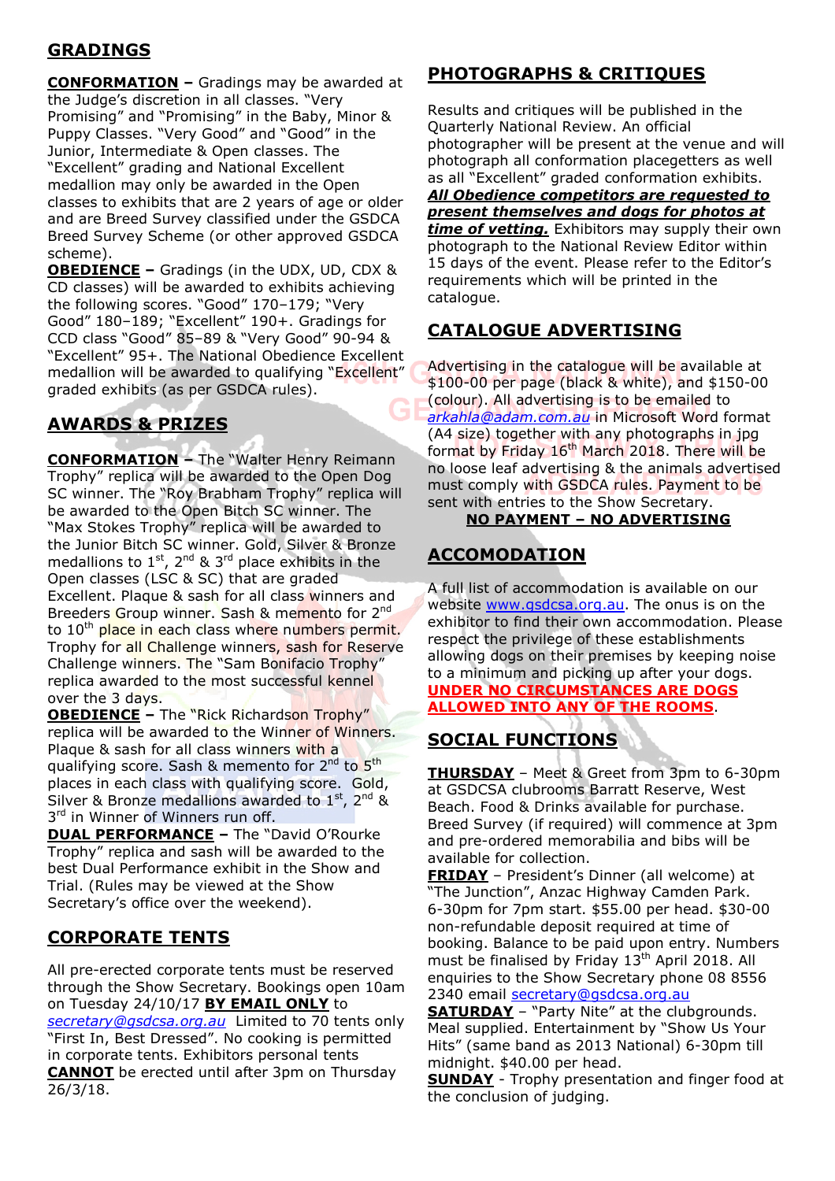## GRADINGS

**CONFORMATION –** Gradings may be awarded at the Judge's discretion in all classes. "Very Promising" and "Promising" in the Baby, Minor & Puppy Classes. "Very Good" and "Good" in the Junior, Intermediate & Open classes. The "Excellent" grading and National Excellent medallion may only be awarded in the Open classes to exhibits that are 2 years of age or older and are Breed Survey classified under the GSDCA Breed Survey Scheme (or other approved GSDCA scheme).

**OBEDIENCE –** Gradings (in the UDX, UD, CDX & CD classes) will be awarded to exhibits achieving the following scores. "Good" 170–179; "Very Good" 180–189; "Excellent" 190+. Gradings for CCD class "Good" 85–89 & "Very Good" 90-94 & "Excellent" 95+. The National Obedience Excellent medallion will be awarded to qualifying "Excellent" graded exhibits (as per GSDCA rules).

## AWARDS & PRIZES

**CONFORMATION –** The "Walter Henry Reimann Trophy" replica will be awarded to the Open Dog SC winner. The "Roy Brabham Trophy" replica will be awarded to the Open Bitch SC winner. The "Max Stokes Trophy" replica will be awarded to the Junior Bitch SC winner. Gold, Silver & Bronze medallions to 1st, 2nd & 3rd place exhibits in the Open classes (LSC & SC) that are graded Excellent. Plaque & sash for all class winners and Breeders Group winner. Sash & memento for 2nd to 10th place in each class where numbers permit. Trophy for all Challenge winners, sash for Reserve Challenge winners. The "Sam Bonifacio Trophy" replica awarded to the most successful kennel over the 3 days.

**OBEDIENCE –** The "Rick Richardson Trophy" replica will be awarded to the Winner of Winners. Plaque & sash for all class winners with a qualifying score. Sash & memento for 2nd to 5th places in each class with qualifying score. Gold, Silver & Bronze medallions awarded to 1st, 2nd & 3rd in Winner of Winners run off.

**DUAL PERFORMANCE –** The "David O'Rourke Trophy" replica and sash will be awarded to the best Dual Performance exhibit in the Show and Trial. (Rules may be viewed at the Show Secretary's office over the weekend).

## CORPORATE TENTS

All pre-erected corporate tents must be reserved through the Show Secretary. Bookings open 10am on Tuesday 24/10/17 **BY EMAIL ONLY** to *secretary@gsdcsa.org.au* Limited to 70 tents only "First In, Best Dressed". No cooking is permitted in corporate tents. Exhibitors personal tents **CANNOT** be erected until after 3pm on Thursday 26/3/18.

## PHOTOGRAPHS & CRITIQUES

Results and critiques will be published in the Quarterly National Review. An official photographer will be present at the venue and will photograph all conformation placegetters as well as all "Excellent" graded conformation exhibits. ***All Obedience competitors are requested to present themselves and dogs for photos at time of vetting.*** Exhibitors may supply their own photograph to the National Review Editor within 15 days of the event. Please refer to the Editor's requirements which will be printed in the catalogue.

## CATALOGUE ADVERTISING

Advertising in the catalogue will be available at $100-00 per page (black & white), and $150-00 (colour). All advertising is to be emailed to *arkahla@adam.com.au* in Microsoft Word format (A4 size) together with any photographs in jpg format by Friday 16th March 2018. There will be no loose leaf advertising & the animals advertised must comply with GSDCA rules. Payment to be sent with entries to the Show Secretary.

**NO PAYMENT – NO ADVERTISING**

## ACCOMODATION

A full list of accommodation is available on our website www.gsdcsa.org.au. The onus is on the exhibitor to find their own accommodation. Please respect the privilege of these establishments allowing dogs on their premises by keeping noise to a minimum and picking up after your dogs. **UNDER NO CIRCUMSTANCES ARE DOGS ALLOWED INTO ANY OF THE ROOMS**.

## SOCIAL FUNCTIONS

**THURSDAY** – Meet & Greet from 3pm to 6-30pm at GSDCSA clubrooms Barratt Reserve, West Beach. Food & Drinks available for purchase. Breed Survey (if required) will commence at 3pm and pre-ordered memorabilia and bibs will be available for collection.

**FRIDAY** – President's Dinner (all welcome) at "The Junction", Anzac Highway Camden Park. 6-30pm for 7pm start. $55.00 per head. $30-00 non-refundable deposit required at time of booking. Balance to be paid upon entry. Numbers must be finalised by Friday 13th April 2018. All enquiries to the Show Secretary phone 08 8556 2340 email secretary@gsdcsa.org.au

**SATURDAY** – "Party Nite" at the clubgrounds. Meal supplied. Entertainment by "Show Us Your Hits" (same band as 2013 National) 6-30pm till midnight. $40.00 per head.

**SUNDAY** - Trophy presentation and finger food at the conclusion of judging.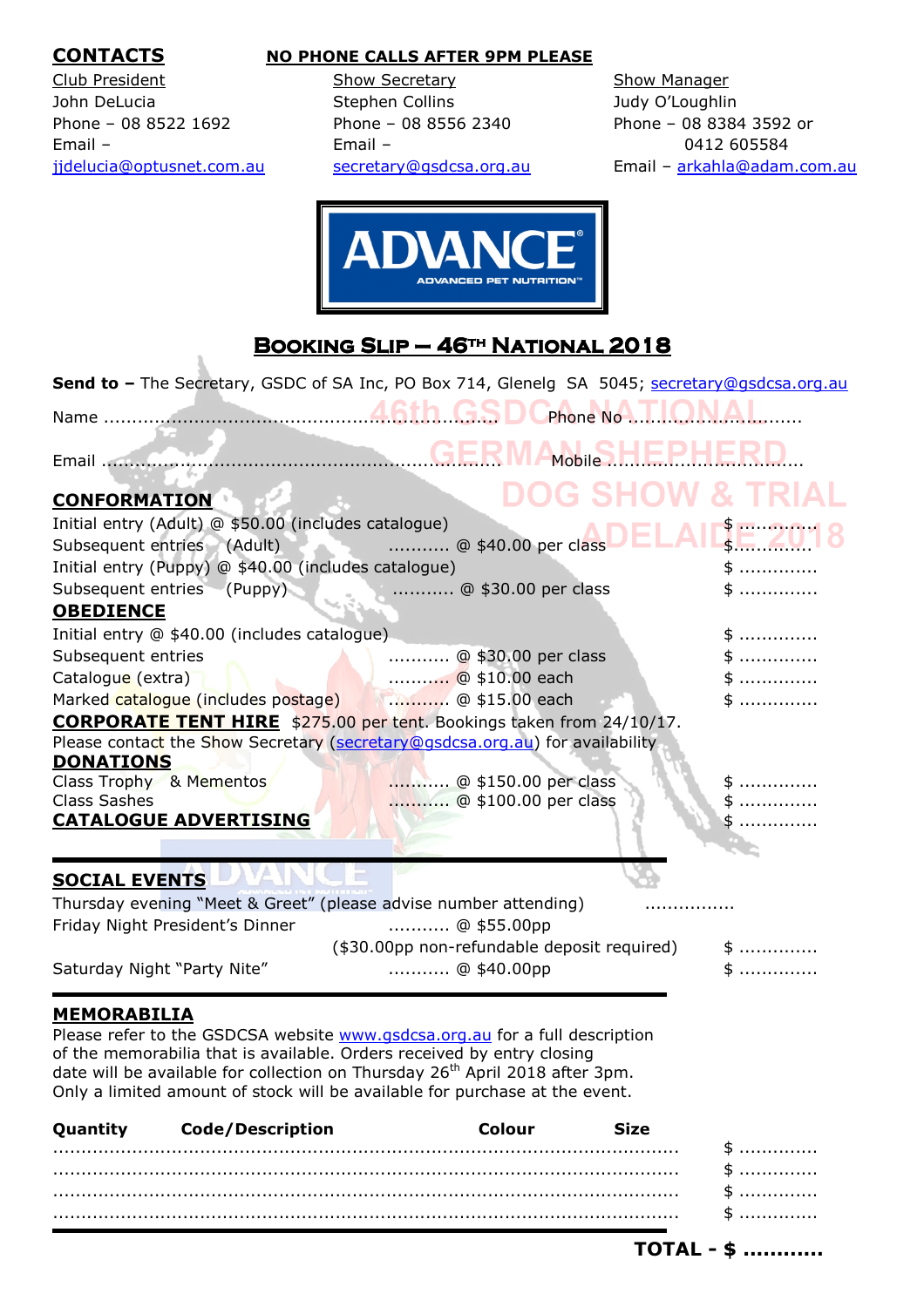## CONTACTS

**NO PHONE CALLS AFTER 9PM PLEASE**

Club President
John DeLucia
Phone – 08 8522 1692
Email – jjdelucia@optusnet.com.au

Show Secretary
Stephen Collins
Phone – 08 8556 2340
Email – secretary@gsdcsa.org.au

Show Manager
Judy O'Loughlin
Phone – 08 8384 3592 or 0412 605584
Email – arkahla@adam.com.au

ADVANCE
ADVANCED PET NUTRITION™

# Booking Slip – 46th National 2018

46th GSDCA NATIONAL GERMAN SHEPHERD DOG SHOW & TRIAL ADELAIDE 2018

**Send to –** The Secretary, GSDC of SA Inc, PO Box 714, Glenelg SA 5045; secretary@gsdcsa.org.au

Name .......................................................................... Phone No ..............................

Email .......................................................................... Mobile ..................................

## CONFORMATION

| | | |
|---|---|---|
| Initial entry (Adult) @ $50.00 (includes catalogue) | | $ ............. |
| Subsequent entries (Adult) | ........... @ $40.00 per class | $............. |
| Initial entry (Puppy) @ $40.00 (includes catalogue) | | $ ............. |
| Subsequent entries (Puppy) | ........... @ $30.00 per class | $ ............. |

## OBEDIENCE

| | | |
|---|---|---|
| Initial entry @ $40.00 (includes catalogue) | | $ ............. |
| Subsequent entries | ........... @ $30.00 per class | $ ............. |
| Catalogue (extra) | ........... @ $10.00 each | $ ............. |
| Marked catalogue (includes postage) | ........... @ $15.00 each | $ ............. |

**CORPORATE TENT HIRE** $275.00 per tent. Bookings taken from 24/10/17.
Please contact the Show Secretary (secretary@gsdcsa.org.au) for availability

## DONATIONS

| | | |
|---|---|---|
| Class Trophy & Mementos | ........... @ $150.00 per class | $ ............. |
| Class Sashes | ........... @ $100.00 per class | $ ............. |

## CATALOGUE ADVERTISING

$ .............

## SOCIAL EVENTS

| | | |
|---|---|---|
| Thursday evening "Meet & Greet" (please advise number attending) | ................ | |
| Friday Night President's Dinner | ........... @ $55.00pp ($30.00pp non-refundable deposit required) | $ ............. |
| Saturday Night "Party Nite" | ........... @ $40.00pp | $ ............. |

## MEMORABILIA

Please refer to the GSDCSA website www.gsdcsa.org.au for a full description of the memorabilia that is available. Orders received by entry closing date will be available for collection on Thursday 26th April 2018 after 3pm. Only a limited amount of stock will be available for purchase at the event.

| Quantity | Code/Description | Colour | Size | |
|---|---|---|---|---|
| ........ | ........ | ........ | ........ | $ ............. |
| ........ | ........ | ........ | ........ | $ ............. |
| ........ | ........ | ........ | ........ | $ ............. |
| ........ | ........ | ........ | ........ | $ ............. |

**TOTAL - $ ...........**